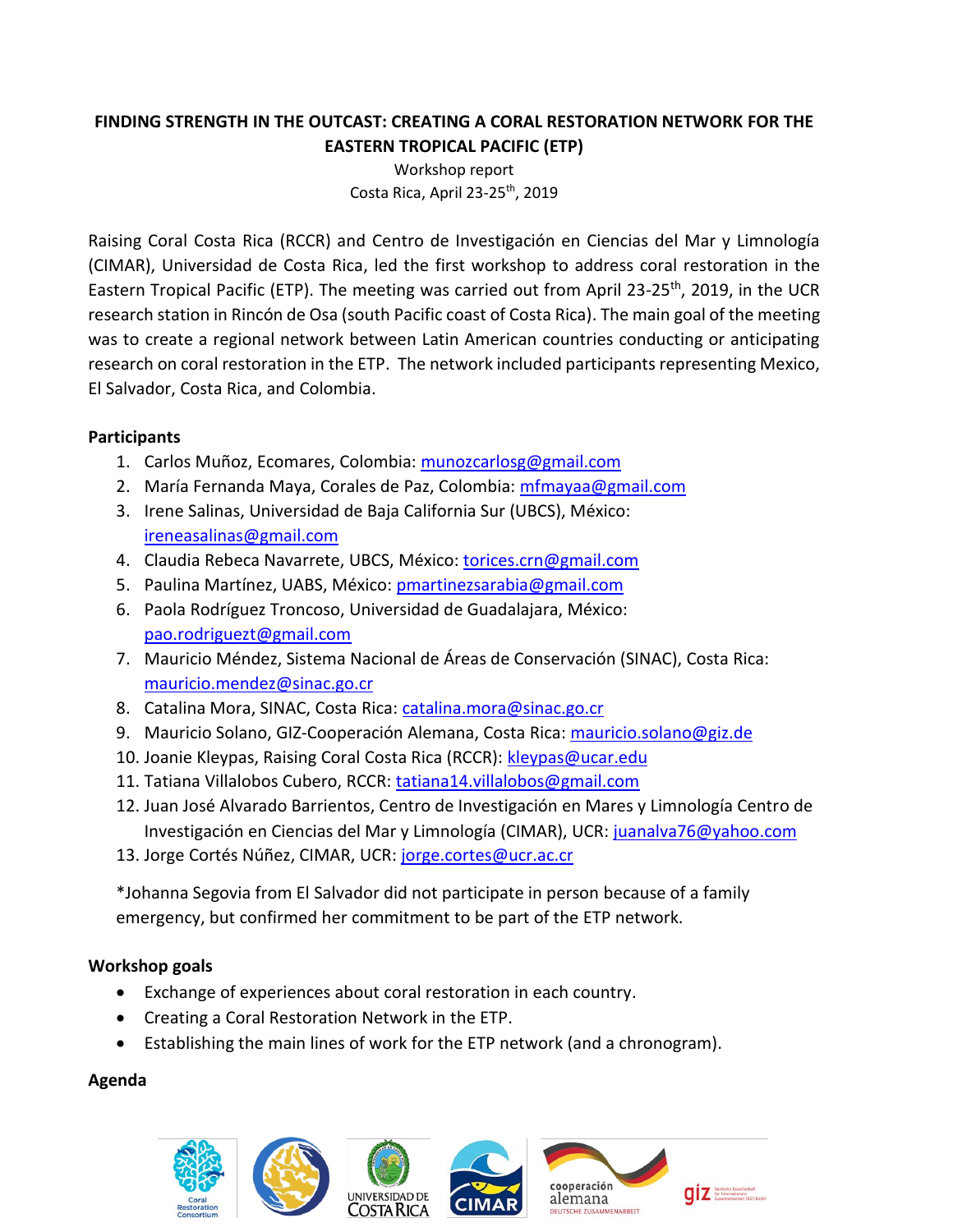# FINDING STRENGTH IN THE OUTCAST: CREATING A CORAL RESTORATION NETWORK FOR THE EASTERN TROPICAL PACIFIC (ETP)

Workshop report

Costa Rica, April 23-25th, 2019

Raising Coral Costa Rica (RCCR) and Centro de Investigación en Ciencias del Mar y Limnología (CIMAR), Universidad de Costa Rica, led the first workshop to address coral restoration in the Eastern Tropical Pacific (ETP). The meeting was carried out from April 23-25th, 2019, in the UCR research station in Rincón de Osa (south Pacific coast of Costa Rica). The main goal of the meeting was to create a regional network between Latin American countries conducting or anticipating research on coral restoration in the ETP. The network included participants representing Mexico, El Salvador, Costa Rica, and Colombia.

## Participants

1. Carlos Muñoz, Ecomares, Colombia: munozcarlosg@gmail.com
2. María Fernanda Maya, Corales de Paz, Colombia: mfmayaa@gmail.com
3. Irene Salinas, Universidad de Baja California Sur (UBCS), México: ireneasalinas@gmail.com
4. Claudia Rebeca Navarrete, UBCS, México: torices.crn@gmail.com
5. Paulina Martínez, UABS, México: pmartinezsarabia@gmail.com
6. Paola Rodríguez Troncoso, Universidad de Guadalajara, México: pao.rodriguezt@gmail.com
7. Mauricio Méndez, Sistema Nacional de Áreas de Conservación (SINAC), Costa Rica: mauricio.mendez@sinac.go.cr
8. Catalina Mora, SINAC, Costa Rica: catalina.mora@sinac.go.cr
9. Mauricio Solano, GIZ-Cooperación Alemana, Costa Rica: mauricio.solano@giz.de
10. Joanie Kleypas, Raising Coral Costa Rica (RCCR): kleypas@ucar.edu
11. Tatiana Villalobos Cubero, RCCR: tatiana14.villalobos@gmail.com
12. Juan José Alvarado Barrientos, Centro de Investigación en Mares y Limnología Centro de Investigación en Ciencias del Mar y Limnología (CIMAR), UCR: juanalva76@yahoo.com
13. Jorge Cortés Núñez, CIMAR, UCR: jorge.cortes@ucr.ac.cr

*Johanna Segovia from El Salvador did not participate in person because of a family emergency, but confirmed her commitment to be part of the ETP network.

## Workshop goals

- Exchange of experiences about coral restoration in each country.
- Creating a Coral Restoration Network in the ETP.
- Establishing the main lines of work for the ETP network (and a chronogram).

## Agenda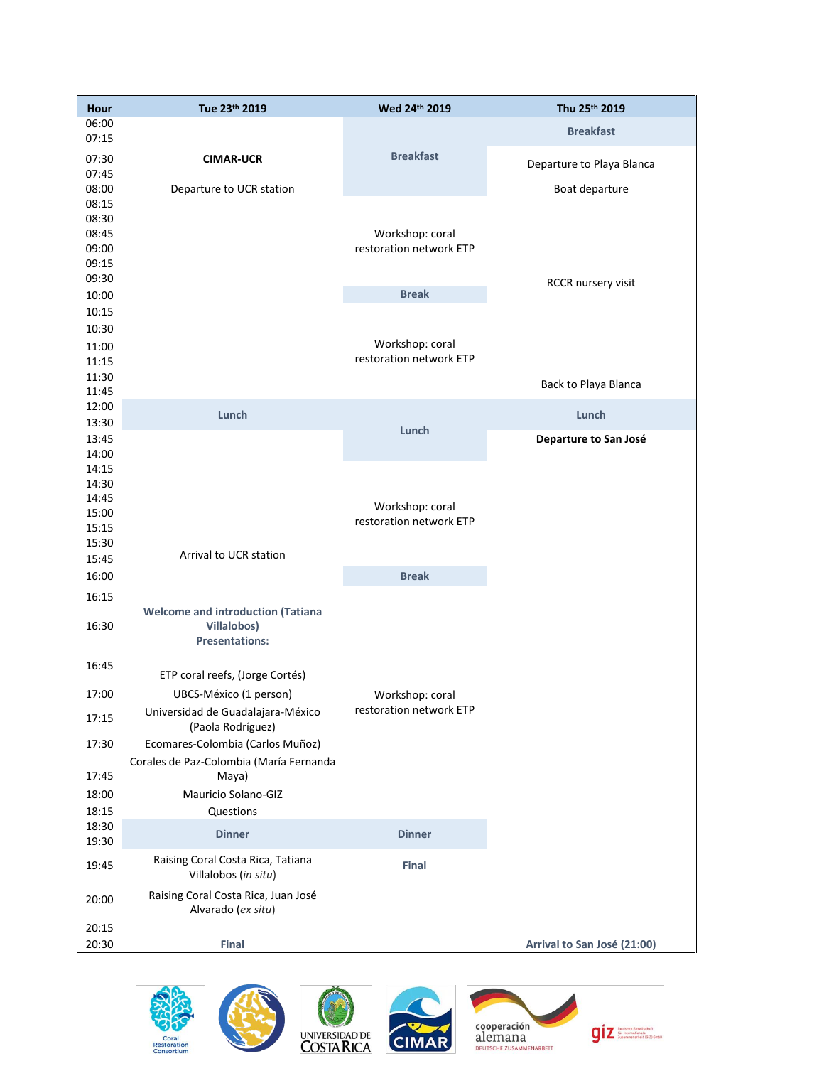| Hour | Tue 23th 2019 | Wed 24th 2019 | Thu 25th 2019 |
|---|---|---|---|
| 06:00 | | | Breakfast |
| 07:15 | | | |
| 07:30 | **CIMAR-UCR** | Breakfast | Departure to Playa Blanca |
| 07:45 | | | |
| 08:00 | Departure to UCR station | | Boat departure |
| 08:15 | | | |
| 08:30 | | | |
| 08:45 | | Workshop: coral restoration network ETP | |
| 09:00 | | | |
| 09:15 | | | |
| 09:30 | | | RCCR nursery visit |
| 10:00 | | Break | |
| 10:15 | | | |
| 10:30 | | | |
| 11:00 | | Workshop: coral restoration network ETP | |
| 11:15 | | | |
| 11:30 | | | Back to Playa Blanca |
| 11:45 | | | |
| 12:00 | Lunch | | Lunch |
| 13:30 | | Lunch | |
| 13:45 | | | **Departure to San José** |
| 14:00 | | | |
| 14:15 | | | |
| 14:30 | | | |
| 14:45 | | Workshop: coral restoration network ETP | |
| 15:00 | | | |
| 15:15 | | | |
| 15:30 | | | |
| 15:45 | Arrival to UCR station | | |
| 16:00 | | Break | |
| 16:15 | | | |
| 16:30 | Welcome and introduction (Tatiana Villalobos) Presentations: | | |
| 16:45 | ETP coral reefs, (Jorge Cortés) | | |
| 17:00 | UBCS-México (1 person) | Workshop: coral restoration network ETP | |
| 17:15 | Universidad de Guadalajara-México (Paola Rodríguez) | | |
| 17:30 | Ecomares-Colombia (Carlos Muñoz) | | |
| 17:45 | Corales de Paz-Colombia (María Fernanda Maya) | | |
| 18:00 | Mauricio Solano-GIZ | | |
| 18:15 | Questions | | |
| 18:30 | Dinner | Dinner | |
| 19:30 | | | |
| 19:45 | Raising Coral Costa Rica, Tatiana Villalobos (*in situ*) | Final | |
| 20:00 | Raising Coral Costa Rica, Juan José Alvarado (*ex situ*) | | |
| 20:15 | | | |
| 20:30 | Final | | Arrival to San José (21:00) |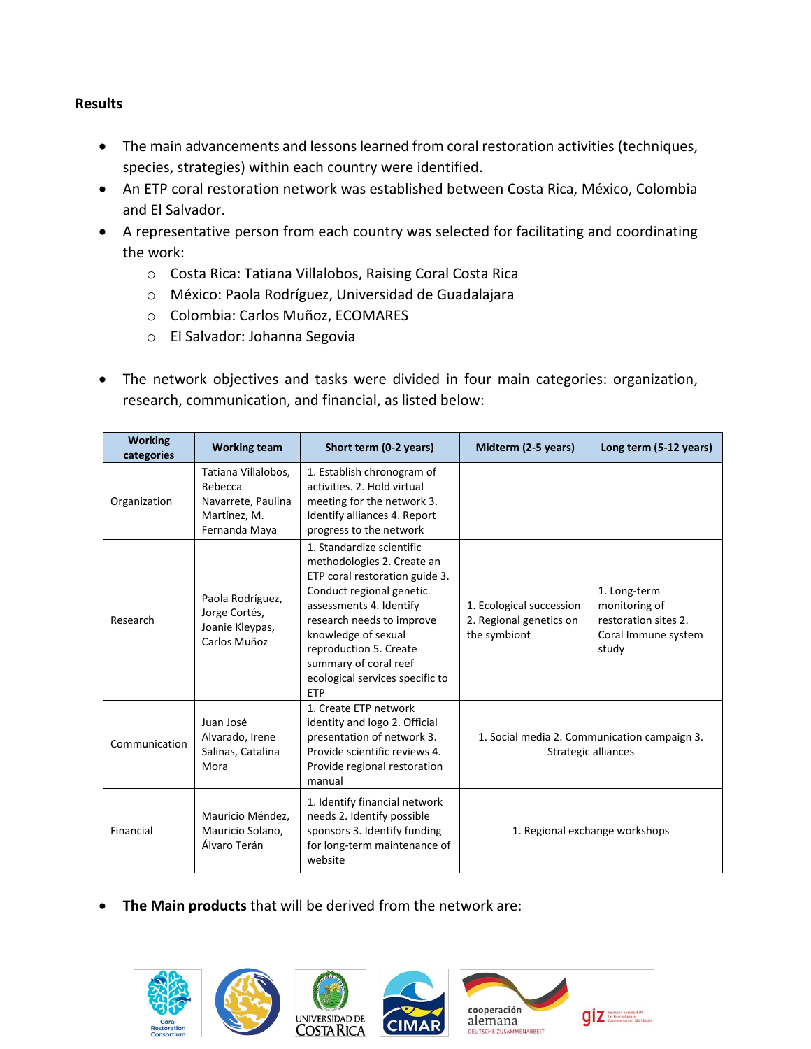**Results**

- The main advancements and lessons learned from coral restoration activities (techniques, species, strategies) within each country were identified.
- An ETP coral restoration network was established between Costa Rica, México, Colombia and El Salvador.
- A representative person from each country was selected for facilitating and coordinating the work:
  - Costa Rica: Tatiana Villalobos, Raising Coral Costa Rica
  - México: Paola Rodríguez, Universidad de Guadalajara
  - Colombia: Carlos Muñoz, ECOMARES
  - El Salvador: Johanna Segovia
- The network objectives and tasks were divided in four main categories: organization, research, communication, and financial, as listed below:

| Working categories | Working team | Short term (0-2 years) | Midterm (2-5 years) | Long term (5-12 years) |
|---|---|---|---|---|
| Organization | Tatiana Villalobos, Rebecca Navarrete, Paulina Martínez, M. Fernanda Maya | 1. Establish chronogram of activities. 2. Hold virtual meeting for the network 3. Identify alliances 4. Report progress to the network | | |
| Research | Paola Rodríguez, Jorge Cortés, Joanie Kleypas, Carlos Muñoz | 1. Standardize scientific methodologies 2. Create an ETP coral restoration guide 3. Conduct regional genetic assessments 4. Identify research needs to improve knowledge of sexual reproduction 5. Create summary of coral reef ecological services specific to ETP | 1. Ecological succession 2. Regional genetics on the symbiont | 1. Long-term monitoring of restoration sites 2. Coral Immune system study |
| Communication | Juan José Alvarado, Irene Salinas, Catalina Mora | 1. Create ETP network identity and logo 2. Official presentation of network 3. Provide scientific reviews 4. Provide regional restoration manual | 1. Social media 2. Communication campaign 3. Strategic alliances | |
| Financial | Mauricio Méndez, Mauricio Solano, Álvaro Terán | 1. Identify financial network needs 2. Identify possible sponsors 3. Identify funding for long-term maintenance of website | 1. Regional exchange workshops | |

- **The Main products** that will be derived from the network are: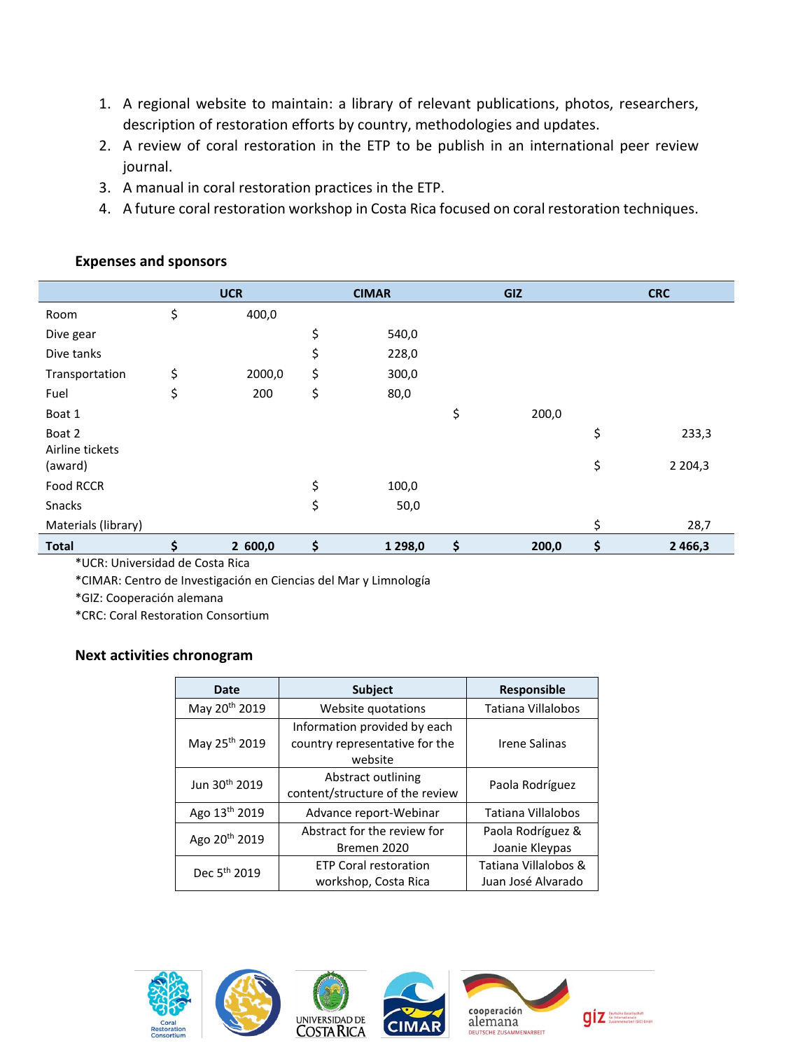1. A regional website to maintain: a library of relevant publications, photos, researchers, description of restoration efforts by country, methodologies and updates.
2. A review of coral restoration in the ETP to be publish in an international peer review journal.
3. A manual in coral restoration practices in the ETP.
4. A future coral restoration workshop in Costa Rica focused on coral restoration techniques.

### Expenses and sponsors

| | UCR | CIMAR | GIZ | CRC |
|---|---|---|---|---|
| Room | $ 400,0 | | | |
| Dive gear | | $ 540,0 | | |
| Dive tanks | | $ 228,0 | | |
| Transportation | $ 2000,0 | $ 300,0 | | |
| Fuel | $ 200 | $ 80,0 | | |
| Boat 1 | | | $ 200,0 | |
| Boat 2 | | | | $ 233,3 |
| Airline tickets (award) | | | | $ 2 204,3 |
| Food RCCR | | $ 100,0 | | |
| Snacks | | $ 50,0 | | |
| Materials (library) | | | | $ 28,7 |
| **Total** | **$ 2 600,0** | **$ 1 298,0** | **$ 200,0** | **$ 2 466,3** |

*UCR: Universidad de Costa Rica
*CIMAR: Centro de Investigación en Ciencias del Mar y Limnología
*GIZ: Cooperación alemana
*CRC: Coral Restoration Consortium

### Next activities chronogram

| Date | Subject | Responsible |
|---|---|---|
| May 20th 2019 | Website quotations | Tatiana Villalobos |
| May 25th 2019 | Information provided by each country representative for the website | Irene Salinas |
| Jun 30th 2019 | Abstract outlining content/structure of the review | Paola Rodríguez |
| Ago 13th 2019 | Advance report-Webinar | Tatiana Villalobos |
| Ago 20th 2019 | Abstract for the review for Bremen 2020 | Paola Rodríguez & Joanie Kleypas |
| Dec 5th 2019 | ETP Coral restoration workshop, Costa Rica | Tatiana Villalobos & Juan José Alvarado |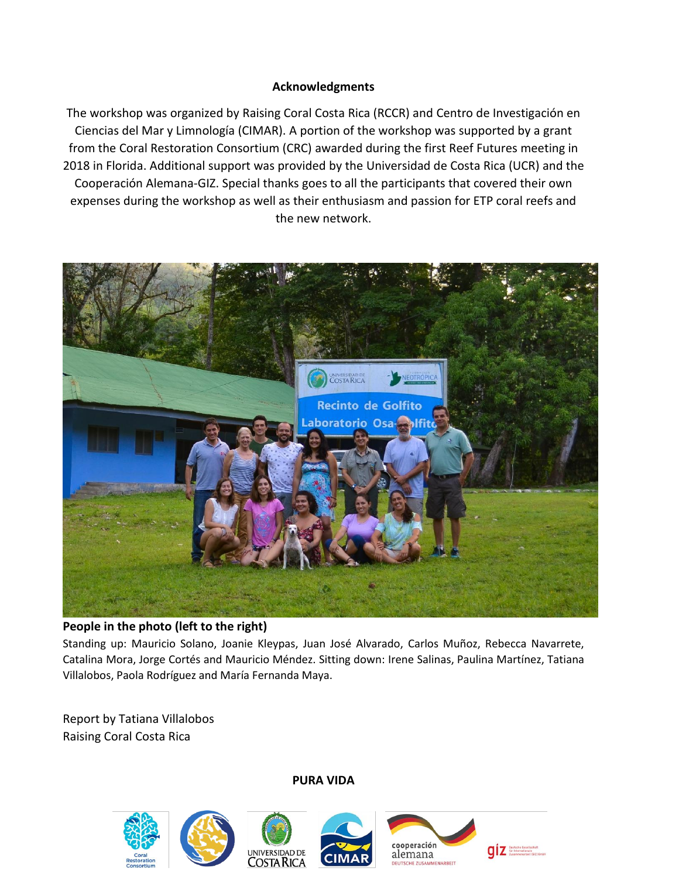## Acknowledgments

The workshop was organized by Raising Coral Costa Rica (RCCR) and Centro de Investigación en Ciencias del Mar y Limnología (CIMAR). A portion of the workshop was supported by a grant from the Coral Restoration Consortium (CRC) awarded during the first Reef Futures meeting in 2018 in Florida. Additional support was provided by the Universidad de Costa Rica (UCR) and the Cooperación Alemana-GIZ. Special thanks goes to all the participants that covered their own expenses during the workshop as well as their enthusiasm and passion for ETP coral reefs and the new network.

**People in the photo (left to the right)**

Standing up: Mauricio Solano, Joanie Kleypas, Juan José Alvarado, Carlos Muñoz, Rebecca Navarrete, Catalina Mora, Jorge Cortés and Mauricio Méndez. Sitting down: Irene Salinas, Paulina Martínez, Tatiana Villalobos, Paola Rodríguez and María Fernanda Maya.

Report by Tatiana Villalobos
Raising Coral Costa Rica

**PURA VIDA**